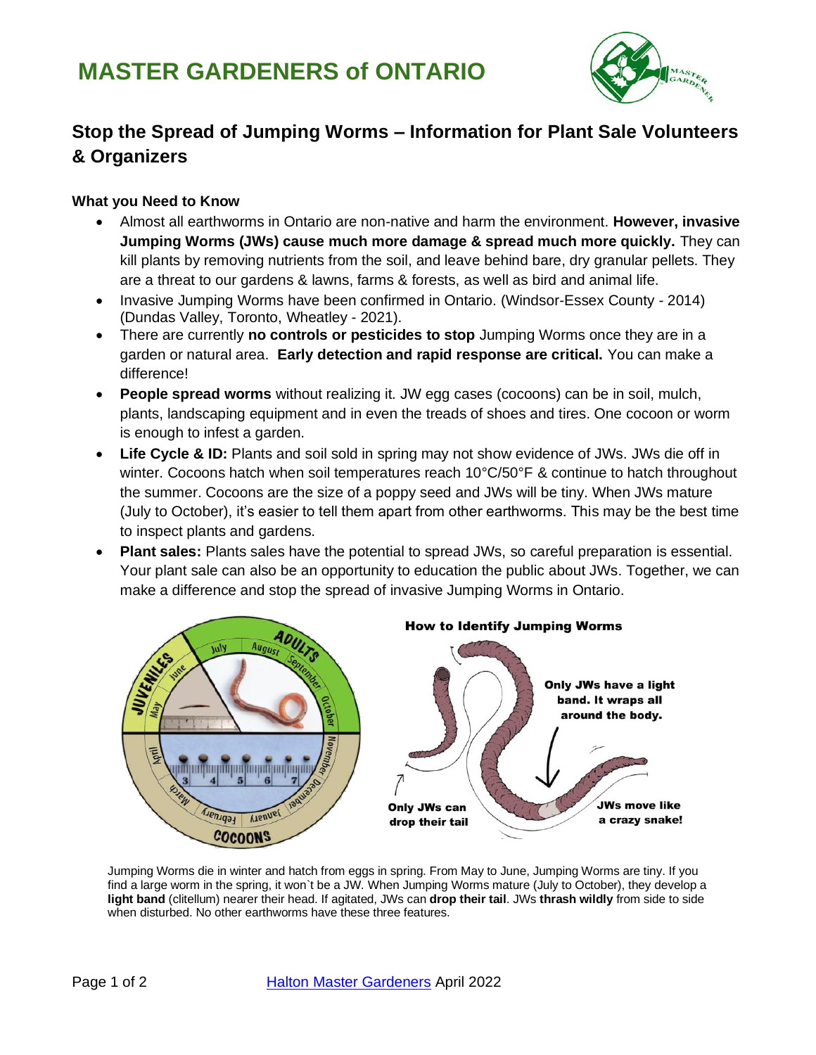# MASTER GARDENERS of ONTARIO

## Stop the Spread of Jumping Worms – Information for Plant Sale Volunteers & Organizers

### What you Need to Know

- Almost all earthworms in Ontario are non-native and harm the environment. **However, invasive Jumping Worms (JWs) cause much more damage & spread much more quickly.** They can kill plants by removing nutrients from the soil, and leave behind bare, dry granular pellets. They are a threat to our gardens & lawns, farms & forests, as well as bird and animal life.
- Invasive Jumping Worms have been confirmed in Ontario. (Windsor-Essex County - 2014) (Dundas Valley, Toronto, Wheatley - 2021).
- There are currently **no controls or pesticides to stop** Jumping Worms once they are in a garden or natural area. **Early detection and rapid response are critical.** You can make a difference!
- **People spread worms** without realizing it. JW egg cases (cocoons) can be in soil, mulch, plants, landscaping equipment and in even the treads of shoes and tires. One cocoon or worm is enough to infest a garden.
- **Life Cycle & ID:** Plants and soil sold in spring may not show evidence of JWs. JWs die off in winter. Cocoons hatch when soil temperatures reach 10°C/50°F & continue to hatch throughout the summer. Cocoons are the size of a poppy seed and JWs will be tiny. When JWs mature (July to October), it's easier to tell them apart from other earthworms. This may be the best time to inspect plants and gardens.
- **Plant sales:** Plants sales have the potential to spread JWs, so careful preparation is essential. Your plant sale can also be an opportunity to education the public about JWs. Together, we can make a difference and stop the spread of invasive Jumping Worms in Ontario.

**How to Identify Jumping Worms**

Jumping Worms die in winter and hatch from eggs in spring. From May to June, Jumping Worms are tiny. If you find a large worm in the spring, it won`t be a JW. When Jumping Worms mature (July to October), they develop a **light band** (clitellum) nearer their head. If agitated, JWs can **drop their tail**. JWs **thrash wildly** from side to side when disturbed. No other earthworms have these three features.

[Halton Master Gardeners](#) April 2022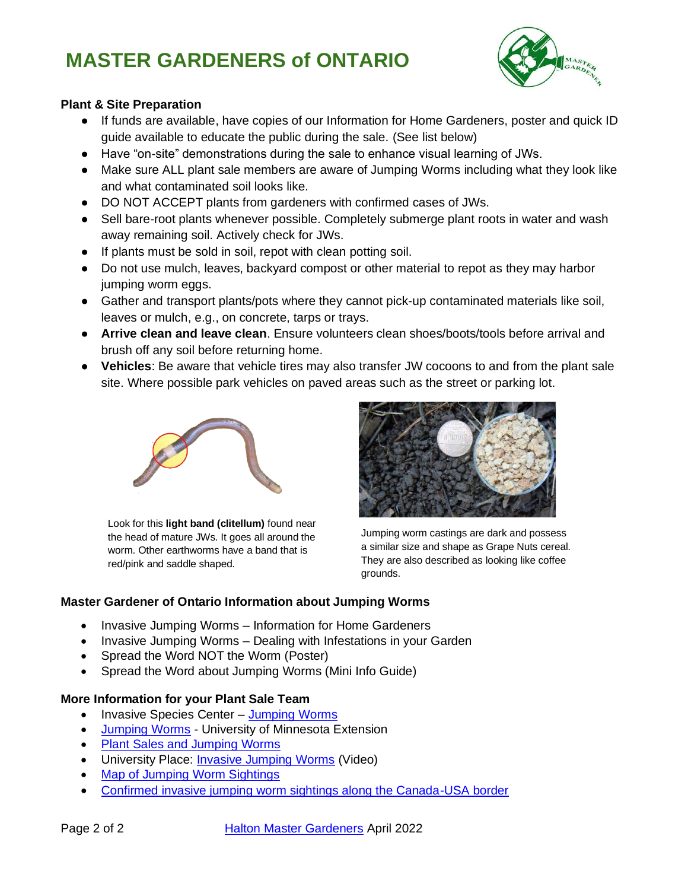# MASTER GARDENERS of ONTARIO

### Plant & Site Preparation

- If funds are available, have copies of our Information for Home Gardeners, poster and quick ID guide available to educate the public during the sale. (See list below)
- Have "on-site" demonstrations during the sale to enhance visual learning of JWs.
- Make sure ALL plant sale members are aware of Jumping Worms including what they look like and what contaminated soil looks like.
- DO NOT ACCEPT plants from gardeners with confirmed cases of JWs.
- Sell bare-root plants whenever possible. Completely submerge plant roots in water and wash away remaining soil. Actively check for JWs.
- If plants must be sold in soil, repot with clean potting soil.
- Do not use mulch, leaves, backyard compost or other material to repot as they may harbor jumping worm eggs.
- Gather and transport plants/pots where they cannot pick-up contaminated materials like soil, leaves or mulch, e.g., on concrete, tarps or trays.
- **Arrive clean and leave clean**. Ensure volunteers clean shoes/boots/tools before arrival and brush off any soil before returning home.
- **Vehicles**: Be aware that vehicle tires may also transfer JW cocoons to and from the plant sale site. Where possible park vehicles on paved areas such as the street or parking lot.

Look for this **light band (clitellum)** found near the head of mature JWs. It goes all around the worm. Other earthworms have a band that is red/pink and saddle shaped.

Jumping worm castings are dark and possess a similar size and shape as Grape Nuts cereal. They are also described as looking like coffee grounds.

### Master Gardener of Ontario Information about Jumping Worms

- Invasive Jumping Worms – Information for Home Gardeners
- Invasive Jumping Worms – Dealing with Infestations in your Garden
- Spread the Word NOT the Worm (Poster)
- Spread the Word about Jumping Worms (Mini Info Guide)

### More Information for your Plant Sale Team

- Invasive Species Center – Jumping Worms
- Jumping Worms - University of Minnesota Extension
- Plant Sales and Jumping Worms
- University Place: Invasive Jumping Worms (Video)
- Map of Jumping Worm Sightings
- Confirmed invasive jumping worm sightings along the Canada-USA border

Halton Master Gardeners April 2022